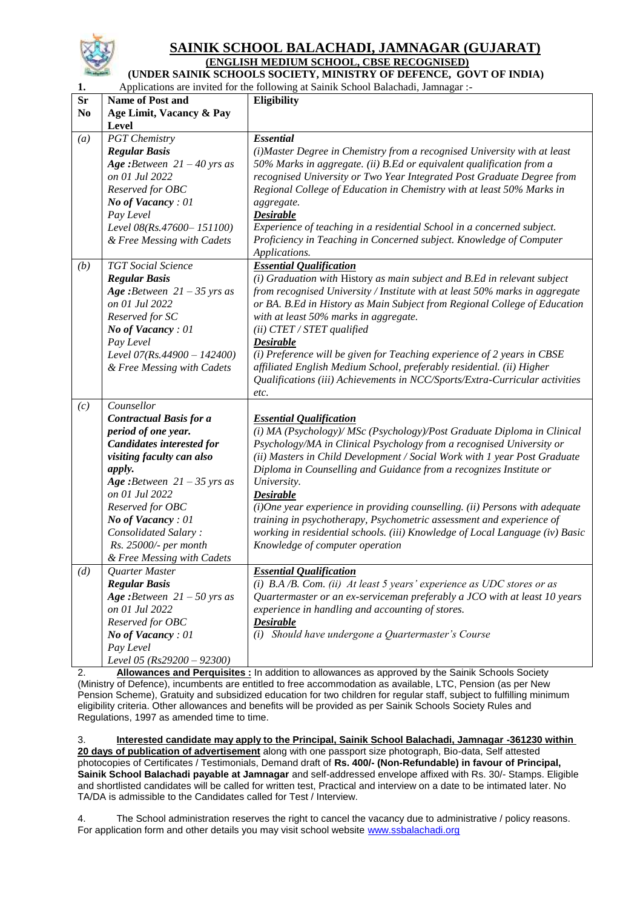# SAINIK SCHOOL BALACHADI, JAMNAGAR (GUJARAT)

## (ENGLISH MEDIUM SCHOOL, CBSE RECOGNISED)

### (UNDER SAINIK SCHOOLS SOCIETY, MINISTRY OF DEFENCE, GOVT OF INDIA)

1. Applications are invited for the following at Sainik School Balachadi, Jamnagar :-

| Sr No | Name of Post and Age Limit, Vacancy & Pay Level | Eligibility |
|---|---|---|
| *(a)* | *PGT Chemistry*<br>***Regular Basis***<br>***Age :****Between 21 – 40 yrs as on 01 Jul 2022*<br>*Reserved for OBC*<br>***No of Vacancy*** *: 01*<br>*Pay Level*<br>*Level 08(Rs.47600– 151100) & Free Messing with Cadets* | ***Essential***<br>*(i)Master Degree in Chemistry from a recognised University with at least 50% Marks in aggregate. (ii) B.Ed or equivalent qualification from a recognised University or Two Year Integrated Post Graduate Degree from Regional College of Education in Chemistry with at least 50% Marks in aggregate.*<br>***Desirable***<br>*Experience of teaching in a residential School in a concerned subject. Proficiency in Teaching in Concerned subject. Knowledge of Computer Applications.* |
| *(b)* | *TGT Social Science*<br>***Regular Basis***<br>***Age :****Between 21 – 35 yrs as on 01 Jul 2022*<br>*Reserved for SC*<br>***No of Vacancy*** *: 01*<br>*Pay Level*<br>*Level 07(Rs.44900 – 142400) & Free Messing with Cadets* | ***Essential Qualification***<br>*(i) Graduation with* History *as main subject and B.Ed in relevant subject from recognised University / Institute with at least 50% marks in aggregate or BA. B.Ed in History as Main Subject from Regional College of Education with at least 50% marks in aggregate.*<br>*(ii) CTET / STET qualified*<br>***Desirable***<br>*(i) Preference will be given for Teaching experience of 2 years in CBSE affiliated English Medium School, preferably residential. (ii) Higher Qualifications (iii) Achievements in NCC/Sports/Extra-Curricular activities etc.* |
| *(c)* | *Counsellor*<br>***Contractual Basis for a period of one year.***<br>***Candidates interested for visiting faculty can also apply.***<br>***Age :****Between 21 – 35 yrs as on 01 Jul 2022*<br>*Reserved for OBC*<br>***No of Vacancy*** *: 01*<br>*Consolidated Salary : Rs. 25000/- per month & Free Messing with Cadets* | ***Essential Qualification***<br>*(i) MA (Psychology)/ MSc (Psychology)/Post Graduate Diploma in Clinical Psychology/MA in Clinical Psychology from a recognised University or (ii) Masters in Child Development / Social Work with 1 year Post Graduate Diploma in Counselling and Guidance from a recognizes Institute or University.*<br>***Desirable***<br>*(i)One year experience in providing counselling. (ii) Persons with adequate training in psychotherapy, Psychometric assessment and experience of working in residential schools. (iii) Knowledge of Local Language (iv) Basic Knowledge of computer operation* |
| *(d)* | *Quarter Master*<br>***Regular Basis***<br>***Age :****Between 21 – 50 yrs as on 01 Jul 2022*<br>*Reserved for OBC*<br>***No of Vacancy*** *: 01*<br>*Pay Level*<br>*Level 05 (Rs29200 – 92300)* | ***Essential Qualification***<br>*(i) B.A /B. Com. (ii) At least 5 years' experience as UDC stores or as Quartermaster or an ex-serviceman preferably a JCO with at least 10 years experience in handling and accounting of stores.*<br>***Desirable***<br>*(i) Should have undergone a Quartermaster's Course* |

2. **Allowances and Perquisites :** In addition to allowances as approved by the Sainik Schools Society (Ministry of Defence), incumbents are entitled to free accommodation as available, LTC, Pension (as per New Pension Scheme), Gratuity and subsidized education for two children for regular staff, subject to fulfilling minimum eligibility criteria. Other allowances and benefits will be provided as per Sainik Schools Society Rules and Regulations, 1997 as amended time to time.

3. **Interested candidate may apply to the Principal, Sainik School Balachadi, Jamnagar -361230 within 20 days of publication of advertisement** along with one passport size photograph, Bio-data, Self attested photocopies of Certificates / Testimonials, Demand draft of **Rs. 400/- (Non-Refundable) in favour of Principal, Sainik School Balachadi payable at Jamnagar** and self-addressed envelope affixed with Rs. 30/- Stamps. Eligible and shortlisted candidates will be called for written test, Practical and interview on a date to be intimated later. No TA/DA is admissible to the Candidates called for Test / Interview.

4. The School administration reserves the right to cancel the vacancy due to administrative / policy reasons. For application form and other details you may visit school website www.ssbalachadi.org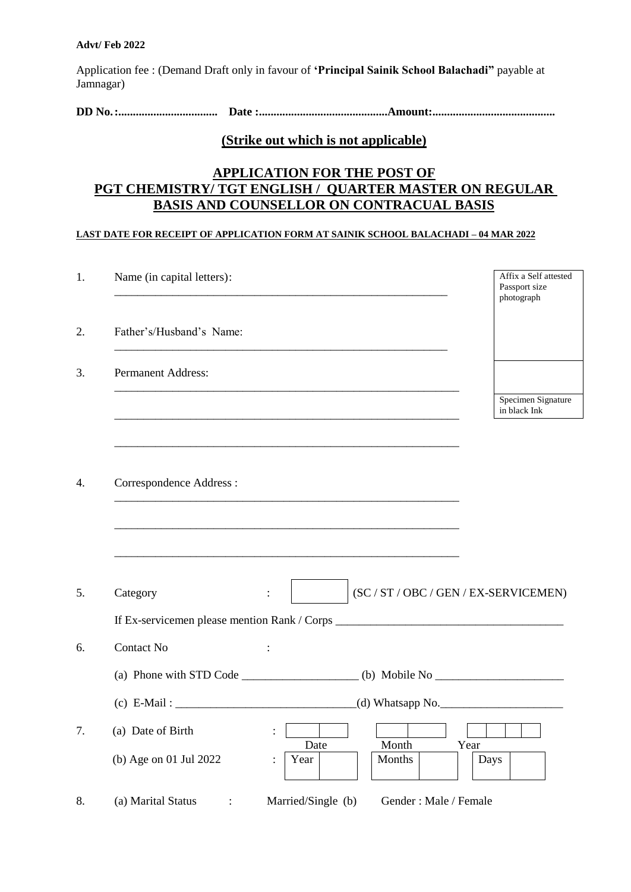**Advt/ Feb 2022**

Application fee : (Demand Draft only in favour of **'Principal Sainik School Balachadi"** payable at Jamnagar)

**DD No. :.................................. Date :...........................................Amount:..........................................**

## (Strike out which is not applicable)

## APPLICATION FOR THE POST OF PGT CHEMISTRY/ TGT ENGLISH / QUARTER MASTER ON REGULAR BASIS AND COUNSELLOR ON CONTRACUAL BASIS

**LAST DATE FOR RECEIPT OF APPLICATION FORM AT SAINIK SCHOOL BALACHADI – 04 MAR 2022**

Affix a Self attested Passport size photograph

Specimen Signature in black Ink

1. Name (in capital letters): ___________________________________________________________

2. Father's/Husband's Name: ___________________________________________________________

3. Permanent Address: ___________________________________________________________

   ___________________________________________________________

   ___________________________________________________________

4. Correspondence Address : ___________________________________________________________

   ___________________________________________________________

   ___________________________________________________________

5. Category : [ ] (SC / ST / OBC / GEN / EX-SERVICEMEN)

   If Ex-servicemen please mention Rank / Corps _______________________________________

6. Contact No :

   (a) Phone with STD Code ____________________ (b) Mobile No ______________________

   (c) E-Mail : ______________________________(d) Whatsapp No._____________________

7. (a) Date of Birth : [ | ] Date [ | ] Month [ | | | ] Year

   (b) Age on 01 Jul 2022 : Year [ ] Months [ ] Days [ ]

8. (a) Marital Status : Married/Single (b) Gender : Male / Female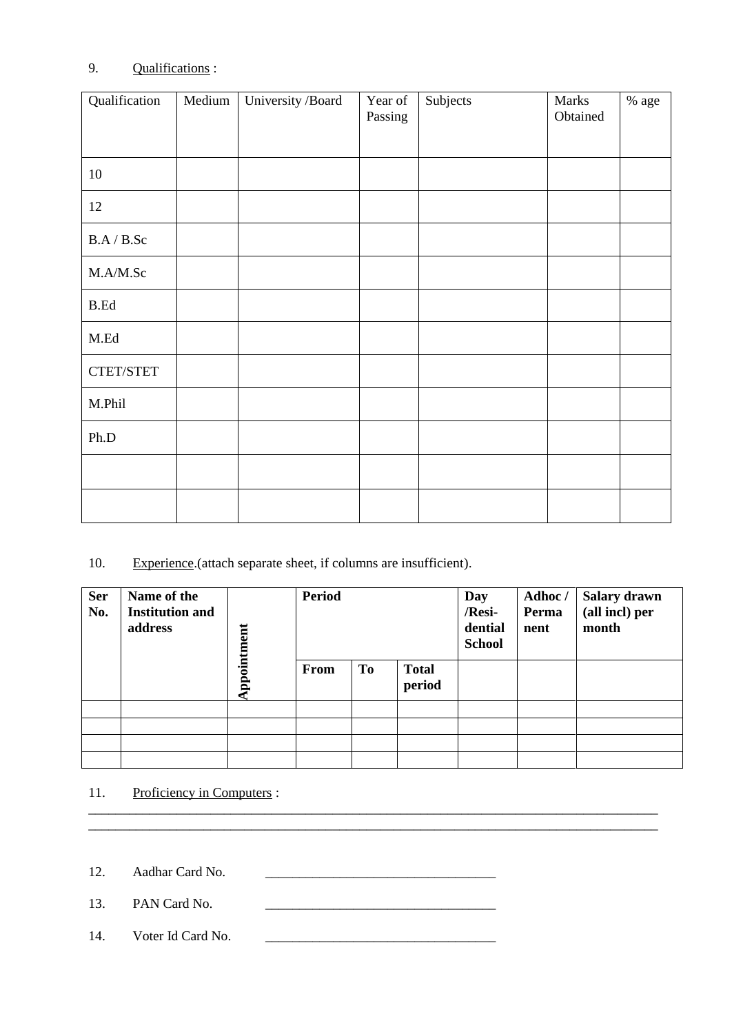9. Qualifications :

| Qualification | Medium | University /Board | Year of Passing | Subjects | Marks Obtained | % age |
|---|---|---|---|---|---|---|
| 10 | | | | | | |
| 12 | | | | | | |
| B.A / B.Sc | | | | | | |
| M.A/M.Sc | | | | | | |
| B.Ed | | | | | | |
| M.Ed | | | | | | |
| CTET/STET | | | | | | |
| M.Phil | | | | | | |
| Ph.D | | | | | | |
| | | | | | | |
| | | | | | | |

10. Experience.(attach separate sheet, if columns are insufficient).

| **Ser No.** | **Name of the Institution and address** | **Appointment** | **Period** | | | **Day /Resi-dential School** | **Adhoc / Permanent** | **Salary drawn (all incl) per month** |
|---|---|---|---|---|---|---|---|---|
| | | | **From** | **To** | **Total period** | | | |
| | | | | | | | | |
| | | | | | | | | |
| | | | | | | | | |
| | | | | | | | | |

11. Proficiency in Computers :

_______________________________________________________________________________________

_______________________________________________________________________________________

12. Aadhar Card No. __________________________________

13. PAN Card No. __________________________________

14. Voter Id Card No. __________________________________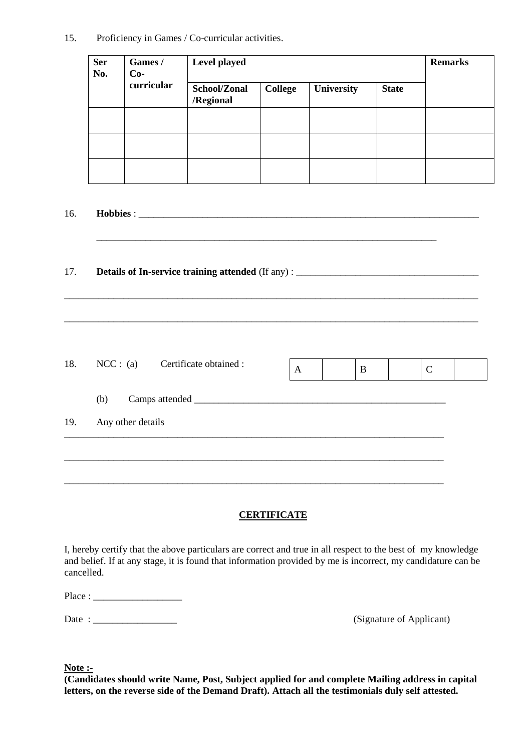15. Proficiency in Games / Co-curricular activities.

| **Ser No.** | **Games / Co-curricular** | **Level played** | | | | **Remarks** |
|---|---|---|---|---|---|---|
| | | **School/Zonal /Regional** | **College** | **University** | **State** | |
| | | | | | | |
| | | | | | | |
| | | | | | | |

16. **Hobbies** : ___________________________________________________________________________

___________________________________________________________________________

17. **Details of In-service training attended** (If any) : ______________________________________

_____________________________________________________________________________________________

_____________________________________________________________________________________________

18. NCC : (a) Certificate obtained :

| A | | B | | C | |
|---|---|---|---|---|---|

(b) Camps attended ______________________________________________________

19. Any other details

_____________________________________________________________________________________

_____________________________________________________________________________________

_____________________________________________________________________________________

**CERTIFICATE**

I, hereby certify that the above particulars are correct and true in all respect to the best of my knowledge and belief. If at any stage, it is found that information provided by me is incorrect, my candidature can be cancelled.

Place : __________________

Date : _________________ (Signature of Applicant)

**Note :-**
**(Candidates should write Name, Post, Subject applied for and complete Mailing address in capital letters, on the reverse side of the Demand Draft). Attach all the testimonials duly self attested.**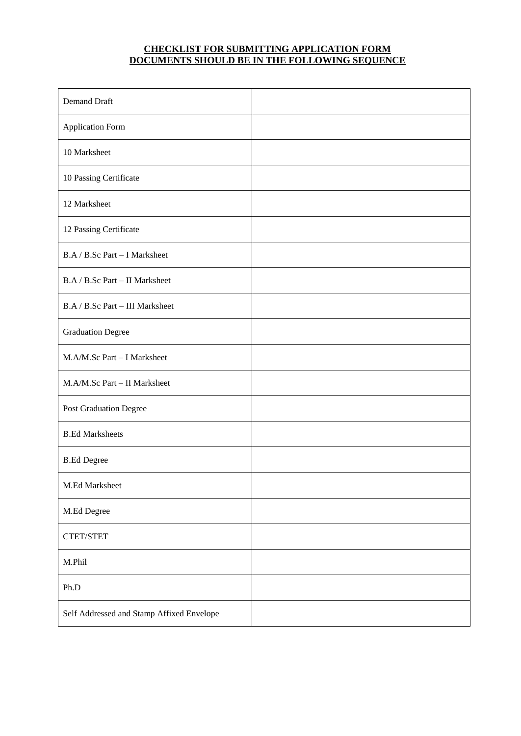**<u>CHECKLIST FOR SUBMITTING APPLICATION FORM</u>**
**<u>DOCUMENTS SHOULD BE IN THE FOLLOWING SEQUENCE</u>**

| | |
|---|---|
| Demand Draft | |
| Application Form | |
| 10 Marksheet | |
| 10 Passing Certificate | |
| 12 Marksheet | |
| 12 Passing Certificate | |
| B.A / B.Sc Part – I Marksheet | |
| B.A / B.Sc Part – II Marksheet | |
| B.A / B.Sc Part – III Marksheet | |
| Graduation Degree | |
| M.A/M.Sc Part – I Marksheet | |
| M.A/M.Sc Part – II Marksheet | |
| Post Graduation Degree | |
| B.Ed Marksheets | |
| B.Ed Degree | |
| M.Ed Marksheet | |
| M.Ed Degree | |
| CTET/STET | |
| M.Phil | |
| Ph.D | |
| Self Addressed and Stamp Affixed Envelope | |